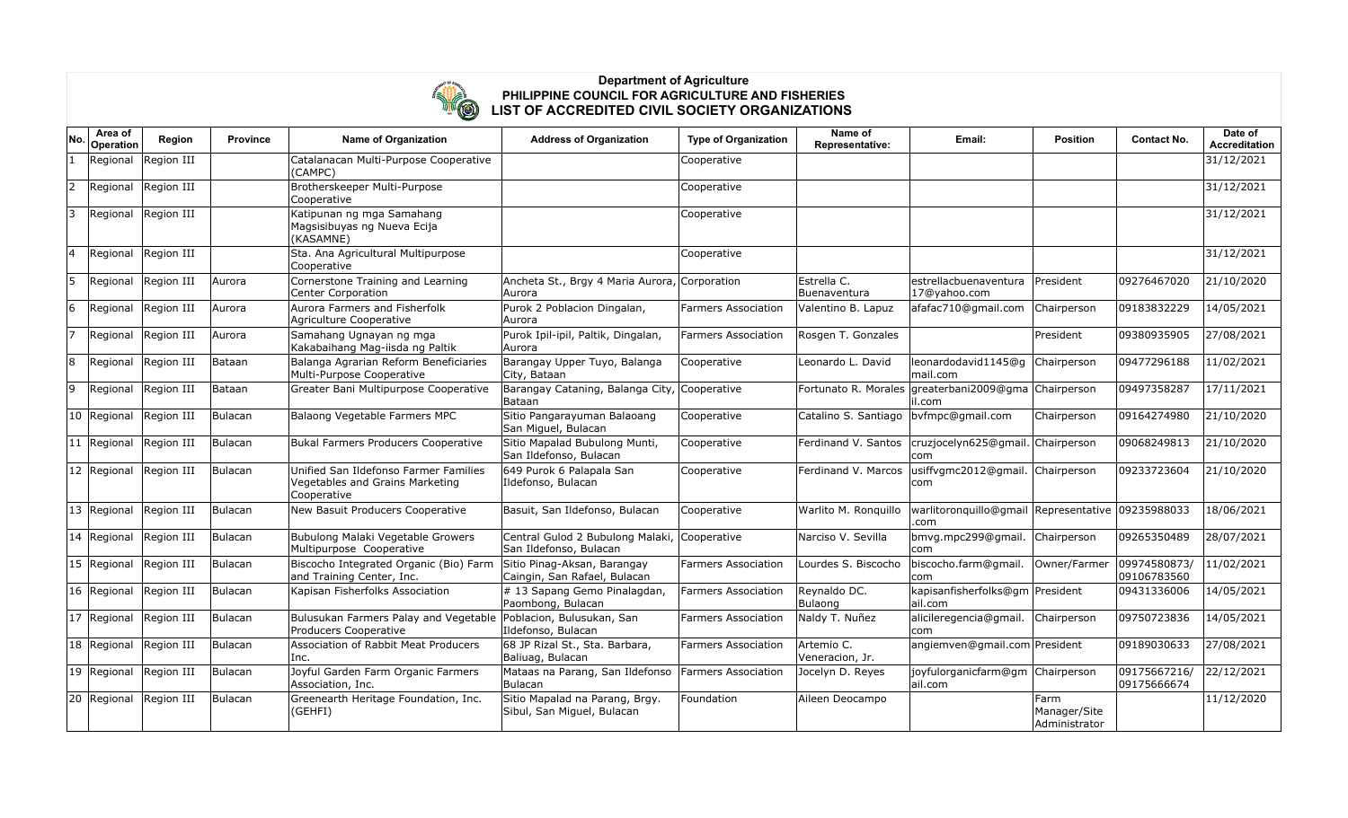**Department of Agriculture**
**PHILIPPINE COUNCIL FOR AGRICULTURE AND FISHERIES**
**LIST OF ACCREDITED CIVIL SOCIETY ORGANIZATIONS**

| No. | Area of Operation | Region | Province | Name of Organization | Address of Organization | Type of Organization | Name of Representative: | Email: | Position | Contact No. | Date of Accreditation |
|---|---|---|---|---|---|---|---|---|---|---|---|
| 1 | Regional | Region III | | Catalanacan Multi-Purpose Cooperative (CAMPC) | | Cooperative | | | | | 31/12/2021 |
| 2 | Regional | Region III | | Brotherskeeper Multi-Purpose Cooperative | | Cooperative | | | | | 31/12/2021 |
| 3 | Regional | Region III | | Katipunan ng mga Samahang Magsisibuyas ng Nueva Ecija (KASAMNE) | | Cooperative | | | | | 31/12/2021 |
| 4 | Regional | Region III | | Sta. Ana Agricultural Multipurpose Cooperative | | Cooperative | | | | | 31/12/2021 |
| 5 | Regional | Region III | Aurora | Cornerstone Training and Learning Center Corporation | Ancheta St., Brgy 4 Maria Aurora, Aurora | Corporation | Estrella C. Buenaventura | estrellacbuenaventura17@yahoo.com | President | 09276467020 | 21/10/2020 |
| 6 | Regional | Region III | Aurora | Aurora Farmers and Fisherfolk Agriculture Cooperative | Purok 2 Poblacion Dingalan, Aurora | Farmers Association | Valentino B. Lapuz | afafac710@gmail.com | Chairperson | 09183832229 | 14/05/2021 |
| 7 | Regional | Region III | Aurora | Samahang Ugnayan ng mga Kakabaihang Mag-iisda ng Paltik | Purok Ipil-ipil, Paltik, Dingalan, Aurora | Farmers Association | Rosgen T. Gonzales | | President | 09380935905 | 27/08/2021 |
| 8 | Regional | Region III | Bataan | Balanga Agrarian Reform Beneficiaries Multi-Purpose Cooperative | Barangay Upper Tuyo, Balanga City, Bataan | Cooperative | Leonardo L. David | leonardodavid1145@gmail.com | Chairperson | 09477296188 | 11/02/2021 |
| 9 | Regional | Region III | Bataan | Greater Bani Multipurpose Cooperative | Barangay Cataning, Balanga City, Bataan | Cooperative | Fortunato R. Morales | greaterbani2009@gmail.com | Chairperson | 09497358287 | 17/11/2021 |
| 10 | Regional | Region III | Bulacan | Balaong Vegetable Farmers MPC | Sitio Pangarayuman Balaoang San Miguel, Bulacan | Cooperative | Catalino S. Santiago | bvfmpc@gmail.com | Chairperson | 09164274980 | 21/10/2020 |
| 11 | Regional | Region III | Bulacan | Bukal Farmers Producers Cooperative | Sitio Mapalad Bubulong Munti, San Ildefonso, Bulacan | Cooperative | Ferdinand V. Santos | cruzjocelyn625@gmail.com | Chairperson | 09068249813 | 21/10/2020 |
| 12 | Regional | Region III | Bulacan | Unified San Ildefonso Farmer Families Vegetables and Grains Marketing Cooperative | 649 Purok 6 Palapala San Ildefonso, Bulacan | Cooperative | Ferdinand V. Marcos | usiffvgmc2012@gmail.com | Chairperson | 09233723604 | 21/10/2020 |
| 13 | Regional | Region III | Bulacan | New Basuit Producers Cooperative | Basuit, San Ildefonso, Bulacan | Cooperative | Warlito M. Ronquillo | warlitoronquillo@gmail.com | Representative | 09235988033 | 18/06/2021 |
| 14 | Regional | Region III | Bulacan | Bubulong Malaki Vegetable Growers Multipurpose Cooperative | Central Gulod 2 Bubulong Malaki, San Ildefonso, Bulacan | Cooperative | Narciso V. Sevilla | bmvg.mpc299@gmail.com | Chairperson | 09265350489 | 28/07/2021 |
| 15 | Regional | Region III | Bulacan | Biscocho Integrated Organic (Bio) Farm and Training Center, Inc. | Sitio Pinag-Aksan, Barangay Caingin, San Rafael, Bulacan | Farmers Association | Lourdes S. Biscocho | biscocho.farm@gmail.com | Owner/Farmer | 09974580873/ 09106783560 | 11/02/2021 |
| 16 | Regional | Region III | Bulacan | Kapisan Fisherfolks Association | # 13 Sapang Gemo Pinalagdan, Paombong, Bulacan | Farmers Association | Reynaldo DC. Bulaong | kapisanfisherfolks@gmail.com | President | 09431336006 | 14/05/2021 |
| 17 | Regional | Region III | Bulacan | Bulusukan Farmers Palay and Vegetable Producers Cooperative | Poblacion, Bulusukan, San Ildefonso, Bulacan | Farmers Association | Naldy T. Nuñez | alicileregencia@gmail.com | Chairperson | 09750723836 | 14/05/2021 |
| 18 | Regional | Region III | Bulacan | Association of Rabbit Meat Producers Inc. | 68 JP Rizal St., Sta. Barbara, Baliuag, Bulacan | Farmers Association | Artemio C. Veneracion, Jr. | angiemven@gmail.com | President | 09189030633 | 27/08/2021 |
| 19 | Regional | Region III | Bulacan | Joyful Garden Farm Organic Farmers Association, Inc. | Mataas na Parang, San Ildefonso Bulacan | Farmers Association | Jocelyn D. Reyes | joyfulorganicfarm@gmail.com | Chairperson | 09175667216/ 09175666674 | 22/12/2021 |
| 20 | Regional | Region III | Bulacan | Greenearth Heritage Foundation, Inc. (GEHFI) | Sitio Mapalad na Parang, Brgy. Sibul, San Miguel, Bulacan | Foundation | Aileen Deocampo | | Farm Manager/Site Administrator | | 11/12/2020 |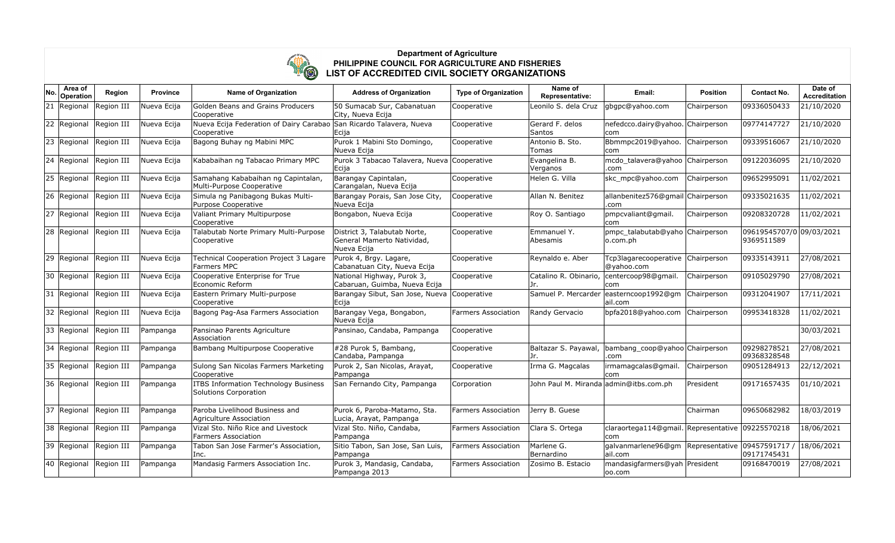**Department of Agriculture**
**PHILIPPINE COUNCIL FOR AGRICULTURE AND FISHERIES**
**LIST OF ACCREDITED CIVIL SOCIETY ORGANIZATIONS**

| No. | Area of Operation | Region | Province | Name of Organization | Address of Organization | Type of Organization | Name of Representative: | Email: | Position | Contact No. | Date of Accreditation |
|---|---|---|---|---|---|---|---|---|---|---|---|
| 21 | Regional | Region III | Nueva Ecija | Golden Beans and Grains Producers Cooperative | 50 Sumacab Sur, Cabanatuan City, Nueva Ecija | Cooperative | Leonilo S. dela Cruz | gbgpc@yahoo.com | Chairperson | 09336050433 | 21/10/2020 |
| 22 | Regional | Region III | Nueva Ecija | Nueva Ecija Federation of Dairy Carabao Cooperative | San Ricardo Talavera, Nueva Ecija | Cooperative | Gerard F. delos Santos | nefedcco.dairy@yahoo.com | Chairperson | 09774147727 | 21/10/2020 |
| 23 | Regional | Region III | Nueva Ecija | Bagong Buhay ng Mabini MPC | Purok 1 Mabini Sto Domingo, Nueva Ecija | Cooperative | Antonio B. Sto. Tomas | Bbmmpc2019@yahoo.com | Chairperson | 09339516067 | 21/10/2020 |
| 24 | Regional | Region III | Nueva Ecija | Kababaihan ng Tabacao Primary MPC | Purok 3 Tabacao Talavera, Nueva Ecija | Cooperative | Evangelina B. Verganos | mcdo_talavera@yahoo.com | Chairperson | 09122036095 | 21/10/2020 |
| 25 | Regional | Region III | Nueva Ecija | Samahang Kababaihan ng Capintalan, Multi-Purpose Cooperative | Barangay Capintalan, Carangalan, Nueva Ecija | Cooperative | Helen G. Villa | skc_mpc@yahoo.com | Chairperson | 09652995091 | 11/02/2021 |
| 26 | Regional | Region III | Nueva Ecija | Simula ng Panibagong Bukas Multi-Purpose Cooperative | Barangay Porais, San Jose City, Nueva Ecija | Cooperative | Allan N. Benitez | allanbenitez576@gmail.com | Chairperson | 09335021635 | 11/02/2021 |
| 27 | Regional | Region III | Nueva Ecija | Valiant Primary Multipurpose Cooperative | Bongabon, Nueva Ecija | Cooperative | Roy O. Santiago | pmpcvaliant@gmail.com | Chairperson | 09208320728 | 11/02/2021 |
| 28 | Regional | Region III | Nueva Ecija | Talabutab Norte Primary Multi-Purpose Cooperative | District 3, Talabutab Norte, General Mamerto Natividad, Nueva Ecija | Cooperative | Emmanuel Y. Abesamis | pmpc_talabutab@yahoo.com.ph | Chairperson | 09619545707/09369511589 | 09/03/2021 |
| 29 | Regional | Region III | Nueva Ecija | Technical Cooperation Project 3 Lagare Farmers MPC | Purok 4, Brgy. Lagare, Cabanatuan City, Nueva Ecija | Cooperative | Reynaldo e. Aber | Tcp3lagarecooperative@yahoo.com | Chairperson | 09335143911 | 27/08/2021 |
| 30 | Regional | Region III | Nueva Ecija | Cooperative Enterprise for True Economic Reform | National Highway, Purok 3, Cabaruan, Guimba, Nueva Ecija | Cooperative | Catalino R. Obinario, Jr. | centercoop98@gmail.com | Chairperson | 09105029790 | 27/08/2021 |
| 31 | Regional | Region III | Nueva Ecija | Eastern Primary Multi-purpose Cooperative | Barangay Sibut, San Jose, Nueva Ecija | Cooperative | Samuel P. Mercarder | easterncoop1992@gmail.com | Chairperson | 09312041907 | 17/11/2021 |
| 32 | Regional | Region III | Nueva Ecija | Bagong Pag-Asa Farmers Association | Barangay Vega, Bongabon, Nueva Ecija | Farmers Association | Randy Gervacio | bpfa2018@yahoo.com | Chairperson | 09953418328 | 11/02/2021 |
| 33 | Regional | Region III | Pampanga | Pansinao Parents Agriculture Association | Pansinao, Candaba, Pampanga | Cooperative | | | | | 30/03/2021 |
| 34 | Regional | Region III | Pampanga | Bambang Multipurpose Cooperative | #28 Purok 5, Bambang, Candaba, Pampanga | Cooperative | Baltazar S. Payawal, Jr. | bambang_coop@yahoo.com | Chairperson | 09298278521 09368328548 | 27/08/2021 |
| 35 | Regional | Region III | Pampanga | Sulong San Nicolas Farmers Marketing Cooperative | Purok 2, San Nicolas, Arayat, Pampanga | Cooperative | Irma G. Magcalas | irmamagcalas@gmail.com | Chairperson | 09051284913 | 22/12/2021 |
| 36 | Regional | Region III | Pampanga | ITBS Information Technology Business Solutions Corporation | San Fernando City, Pampanga | Corporation | John Paul M. Miranda | admin@itbs.com.ph | President | 09171657435 | 01/10/2021 |
| 37 | Regional | Region III | Pampanga | Paroba Livelihood Business and Agriculture Association | Purok 6, Paroba-Matamo, Sta. Lucia, Arayat, Pampanga | Farmers Association | Jerry B. Guese | | Chairman | 09650682982 | 18/03/2019 |
| 38 | Regional | Region III | Pampanga | Vizal Sto. Niño Rice and Livestock Farmers Association | Vizal Sto. Niño, Candaba, Pampanga | Farmers Association | Clara S. Ortega | claraortega114@gmail.com | Representative | 09225570218 | 18/06/2021 |
| 39 | Regional | Region III | Pampanga | Tabon San Jose Farmer's Association, Inc. | Sitio Tabon, San Jose, San Luis, Pampanga | Farmers Association | Marlene G. Bernardino | galvanmarlene96@gmail.com | Representative | 09457591717 / 09171745431 | 18/06/2021 |
| 40 | Regional | Region III | Pampanga | Mandasig Farmers Association Inc. | Purok 3, Mandasig, Candaba, Pampanga 2013 | Farmers Association | Zosimo B. Estacio | mandasigfarmers@yahoo.com | President | 09168470019 | 27/08/2021 |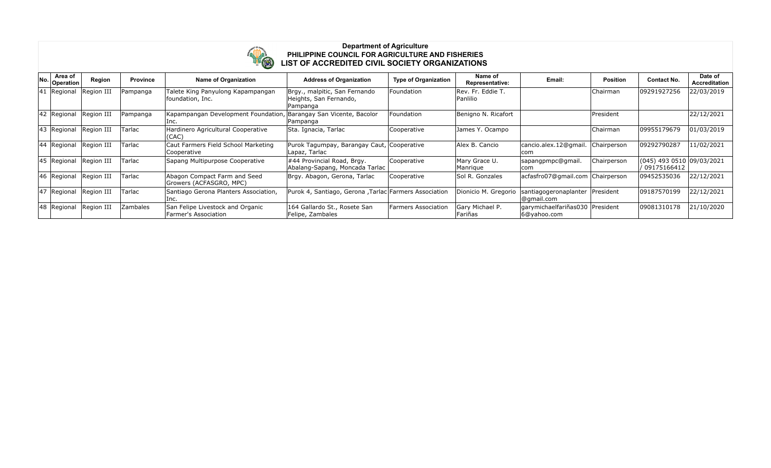**Department of Agriculture**
**PHILIPPINE COUNCIL FOR AGRICULTURE AND FISHERIES**
**LIST OF ACCREDITED CIVIL SOCIETY ORGANIZATIONS**

| No. | Area of Operation | Region | Province | Name of Organization | Address of Organization | Type of Organization | Name of Representative: | Email: | Position | Contact No. | Date of Accreditation |
|---|---|---|---|---|---|---|---|---|---|---|---|
| 41 | Regional | Region III | Pampanga | Talete King Panyulong Kapampangan foundation, Inc. | Brgy., malpitic, San Fernando Heights, San Fernando, Pampanga | Foundation | Rev. Fr. Eddie T. Panlilio | | Chairman | 09291927256 | 22/03/2019 |
| 42 | Regional | Region III | Pampanga | Kapampangan Development Foundation, Inc. | Barangay San Vicente, Bacolor Pampanga | Foundation | Benigno N. Ricafort | | President | | 22/12/2021 |
| 43 | Regional | Region III | Tarlac | Hardinero Agricultural Cooperative (CAC) | Sta. Ignacia, Tarlac | Cooperative | James Y. Ocampo | | Chairman | 09955179679 | 01/03/2019 |
| 44 | Regional | Region III | Tarlac | Caut Farmers Field School Marketing Cooperative | Purok Tagumpay, Barangay Caut, Lapaz, Tarlac | Cooperative | Alex B. Cancio | cancio.alex.12@gmail.com | Chairperson | 09292790287 | 11/02/2021 |
| 45 | Regional | Region III | Tarlac | Sapang Multipurpose Cooperative | #44 Provincial Road, Brgy. Abalang-Sapang, Moncada Tarlac | Cooperative | Mary Grace U. Manrique | sapangpmpc@gmail.com | Chairperson | (045) 493 0510 / 09175166412 | 09/03/2021 |
| 46 | Regional | Region III | Tarlac | Abagon Compact Farm and Seed Growers (ACFASGRO, MPC) | Brgy. Abagon, Gerona, Tarlac | Cooperative | Sol R. Gonzales | acfasfro07@gmail.com | Chairperson | 09452535036 | 22/12/2021 |
| 47 | Regional | Region III | Tarlac | Santiago Gerona Planters Association, Inc. | Purok 4, Santiago, Gerona ,Tarlac | Farmers Association | Dionicio M. Gregorio | santiagogeronaplanter@gmail.com | President | 09187570199 | 22/12/2021 |
| 48 | Regional | Region III | Zambales | San Felipe Livestock and Organic Farmer's Association | 164 Gallardo St., Rosete San Felipe, Zambales | Farmers Association | Gary Michael P. Fariñas | garymichaelfariñas0306@yahoo.com | President | 09081310178 | 21/10/2020 |